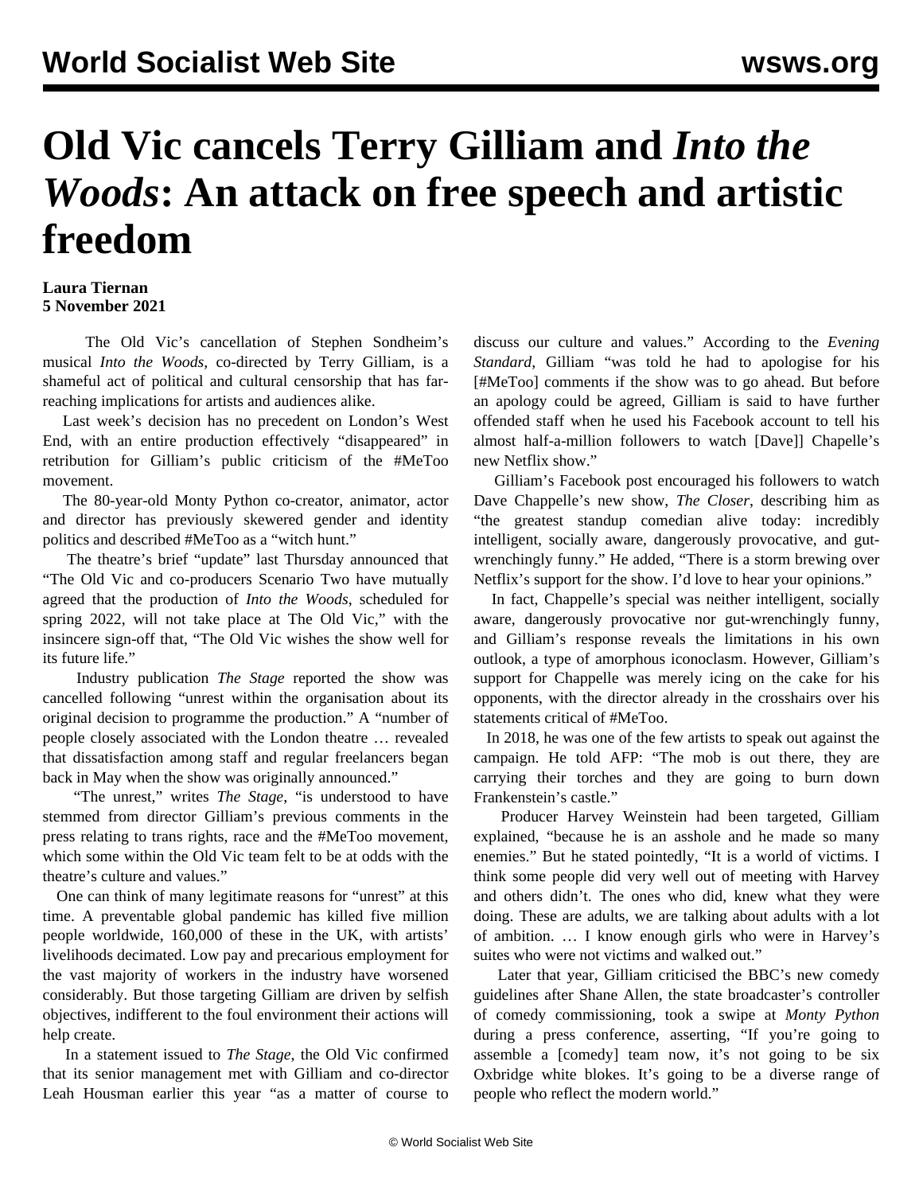# Old Vic cancels Terry Gilliam and *Into the Woods*: An attack on free speech and artistic freedom

**Laura Tiernan**
**5 November 2021**

The Old Vic's cancellation of Stephen Sondheim's musical *Into the Woods,* co-directed by Terry Gilliam, is a shameful act of political and cultural censorship that has far-reaching implications for artists and audiences alike.

Last week's decision has no precedent on London's West End, with an entire production effectively "disappeared" in retribution for Gilliam's public criticism of the #MeToo movement.

The 80-year-old Monty Python co-creator, animator, actor and director has previously skewered gender and identity politics and described #MeToo as a "witch hunt."

The theatre's brief "update" last Thursday announced that "The Old Vic and co-producers Scenario Two have mutually agreed that the production of *Into the Woods*, scheduled for spring 2022, will not take place at The Old Vic," with the insincere sign-off that, "The Old Vic wishes the show well for its future life."

Industry publication *The Stage* reported the show was cancelled following "unrest within the organisation about its original decision to programme the production." A "number of people closely associated with the London theatre … revealed that dissatisfaction among staff and regular freelancers began back in May when the show was originally announced."

"The unrest," writes *The Stage*, "is understood to have stemmed from director Gilliam's previous comments in the press relating to trans rights, race and the #MeToo movement, which some within the Old Vic team felt to be at odds with the theatre's culture and values."

One can think of many legitimate reasons for "unrest" at this time. A preventable global pandemic has killed five million people worldwide, 160,000 of these in the UK, with artists' livelihoods decimated. Low pay and precarious employment for the vast majority of workers in the industry have worsened considerably. But those targeting Gilliam are driven by selfish objectives, indifferent to the foul environment their actions will help create.

In a statement issued to *The Stage*, the Old Vic confirmed that its senior management met with Gilliam and co-director Leah Housman earlier this year "as a matter of course to discuss our culture and values." According to the *Evening Standard,* Gilliam "was told he had to apologise for his [#MeToo] comments if the show was to go ahead. But before an apology could be agreed, Gilliam is said to have further offended staff when he used his Facebook account to tell his almost half-a-million followers to watch [Dave]] Chappelle's new Netflix show."

Gilliam's Facebook post encouraged his followers to watch Dave Chappelle's new show, *The Closer*, describing him as "the greatest standup comedian alive today: incredibly intelligent, socially aware, dangerously provocative, and gut-wrenchingly funny." He added, "There is a storm brewing over Netflix's support for the show. I'd love to hear your opinions."

In fact, Chappelle's special was neither intelligent, socially aware, dangerously provocative nor gut-wrenchingly funny, and Gilliam's response reveals the limitations in his own outlook, a type of amorphous iconoclasm. However, Gilliam's support for Chappelle was merely icing on the cake for his opponents, with the director already in the crosshairs over his statements critical of #MeToo.

In 2018, he was one of the few artists to speak out against the campaign. He told AFP: "The mob is out there, they are carrying their torches and they are going to burn down Frankenstein's castle."

Producer Harvey Weinstein had been targeted, Gilliam explained, "because he is an asshole and he made so many enemies." But he stated pointedly, "It is a world of victims. I think some people did very well out of meeting with Harvey and others didn't. The ones who did, knew what they were doing. These are adults, we are talking about adults with a lot of ambition. … I know enough girls who were in Harvey's suites who were not victims and walked out."

Later that year, Gilliam criticised the BBC's new comedy guidelines after Shane Allen, the state broadcaster's controller of comedy commissioning, took a swipe at *Monty Python* during a press conference, asserting, "If you're going to assemble a [comedy] team now, it's not going to be six Oxbridge white blokes. It's going to be a diverse range of people who reflect the modern world."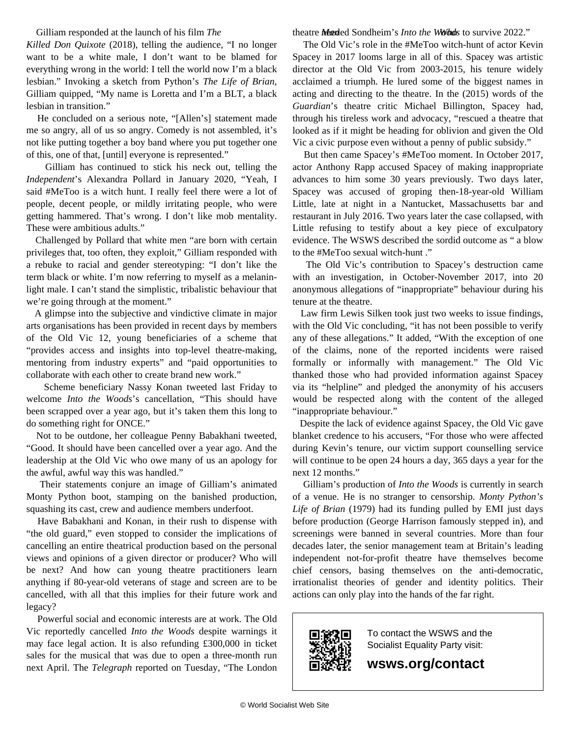Gilliam responded at the launch of his film *The Killed Don Quixote* (2018), telling the audience, "I no longer want to be a white male, I don't want to be blamed for everything wrong in the world: I tell the world now I'm a black lesbian." Invoking a sketch from Python's *The Life of Brian*, Gilliam quipped, "My name is Loretta and I'm a BLT, a black lesbian in transition."

He concluded on a serious note, "[Allen's] statement made me so angry, all of us so angry. Comedy is not assembled, it's not like putting together a boy band where you put together one of this, one of that, [until] everyone is represented."

Gilliam has continued to stick his neck out, telling the *Independent*'s Alexandra Pollard in January 2020, "Yeah, I said #MeToo is a witch hunt. I really feel there were a lot of people, decent people, or mildly irritating people, who were getting hammered. That's wrong. I don't like mob mentality. These were ambitious adults."

Challenged by Pollard that white men "are born with certain privileges that, too often, they exploit," Gilliam responded with a rebuke to racial and gender stereotyping: "I don't like the term black or white. I'm now referring to myself as a melanin-light male. I can't stand the simplistic, tribalistic behaviour that we're going through at the moment."

A glimpse into the subjective and vindictive climate in major arts organisations has been provided in recent days by members of the Old Vic 12, young beneficiaries of a scheme that "provides access and insights into top-level theatre-making, mentoring from industry experts" and "paid opportunities to collaborate with each other to create brand new work."

Scheme beneficiary Nassy Konan tweeted last Friday to welcome *Into the Woods*'s cancellation, "This should have been scrapped over a year ago, but it's taken them this long to do something right for ONCE."

Not to be outdone, her colleague Penny Babakhani tweeted, "Good. It should have been cancelled over a year ago. And the leadership at the Old Vic who owe many of us an apology for the awful, awful way this was handled."

Their statements conjure an image of Gilliam's animated Monty Python boot, stamping on the banished production, squashing its cast, crew and audience members underfoot.

Have Babakhani and Konan, in their rush to dispense with "the old guard," even stopped to consider the implications of cancelling an entire theatrical production based on the personal views and opinions of a given director or producer? Who will be next? And how can young theatre practitioners learn anything if 80-year-old veterans of stage and screen are to be cancelled, with all that this implies for their future work and legacy?

Powerful social and economic interests are at work. The Old Vic reportedly cancelled *Into the Woods* despite warnings it may face legal action. It is also refunding £300,000 in ticket sales for the musical that was due to open a three-month run next April. The *Telegraph* reported on Tuesday, "The London theatre needed Sondheim's *Into the Woods* to survive 2022."

The Old Vic's role in the #MeToo witch-hunt of actor Kevin Spacey in 2017 looms large in all of this. Spacey was artistic director at the Old Vic from 2003-2015, his tenure widely acclaimed a triumph. He lured some of the biggest names in acting and directing to the theatre. In the (2015) words of the *Guardian*'s theatre critic Michael Billington, Spacey had, through his tireless work and advocacy, "rescued a theatre that looked as if it might be heading for oblivion and given the Old Vic a civic purpose even without a penny of public subsidy."

But then came Spacey's #MeToo moment. In October 2017, actor Anthony Rapp accused Spacey of making inappropriate advances to him some 30 years previously. Two days later, Spacey was accused of groping then-18-year-old William Little, late at night in a Nantucket, Massachusetts bar and restaurant in July 2016. Two years later the case collapsed, with Little refusing to testify about a key piece of exculpatory evidence. The WSWS described the sordid outcome as " a blow to the #MeToo sexual witch-hunt ."

The Old Vic's contribution to Spacey's destruction came with an investigation, in October-November 2017, into 20 anonymous allegations of "inappropriate" behaviour during his tenure at the theatre.

Law firm Lewis Silken took just two weeks to issue findings, with the Old Vic concluding, "it has not been possible to verify any of these allegations." It added, "With the exception of one of the claims, none of the reported incidents were raised formally or informally with management." The Old Vic thanked those who had provided information against Spacey via its "helpline" and pledged the anonymity of his accusers would be respected along with the content of the alleged "inappropriate behaviour."

Despite the lack of evidence against Spacey, the Old Vic gave blanket credence to his accusers, "For those who were affected during Kevin's tenure, our victim support counselling service will continue to be open 24 hours a day, 365 days a year for the next 12 months."

Gilliam's production of *Into the Woods* is currently in search of a venue. He is no stranger to censorship. *Monty Python's Life of Brian* (1979) had its funding pulled by EMI just days before production (George Harrison famously stepped in), and screenings were banned in several countries. More than four decades later, the senior management team at Britain's leading independent not-for-profit theatre have themselves become chief censors, basing themselves on the anti-democratic, irrationalist theories of gender and identity politics. Their actions can only play into the hands of the far right.

To contact the WSWS and the Socialist Equality Party visit:

**wsws.org/contact**